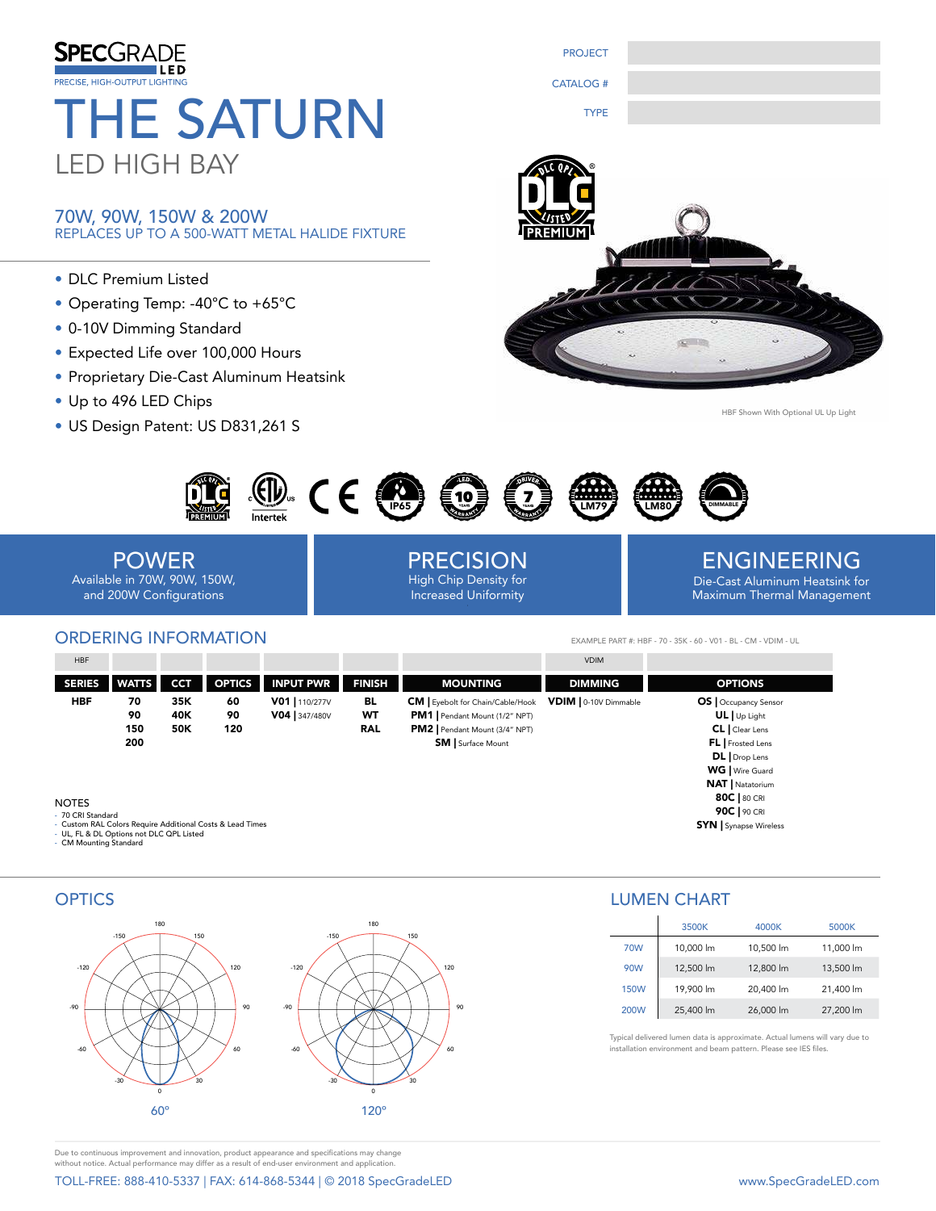# SPECGRADE LED

PRECISE, HIGH-OUTPUT LIGHTING

# THE SATURN

## LED HIGH BAY

| PROJECT | |
|---|---|
| CATALOG # | |
| TYPE | |

### 70W, 90W, 150W & 200W

REPLACES UP TO A 500-WATT METAL HALIDE FIXTURE

- DLC Premium Listed
- Operating Temp: -40°C to +65°C
- 0-10V Dimming Standard
- Expected Life over 100,000 Hours
- Proprietary Die-Cast Aluminum Heatsink
- Up to 496 LED Chips
- US Design Patent: US D831,261 S

HBF Shown With Optional UL Up Light

## POWER

Available in 70W, 90W, 150W, and 200W Configurations

## PRECISION

High Chip Density for Increased Uniformity

## ENGINEERING

Die-Cast Aluminum Heatsink for Maximum Thermal Management

## ORDERING INFORMATION

EXAMPLE PART #: HBF - 70 - 35K - 60 - V01 - BL - CM - VDIM - UL

| HBF | | | | | | | VDIM | |
|---|---|---|---|---|---|---|---|---|
| **SERIES** | **WATTS** | **CCT** | **OPTICS** | **INPUT PWR** | **FINISH** | **MOUNTING** | **DIMMING** | **OPTIONS** |
| **HBF** | **70**<br>**90**<br>**150**<br>**200** | **35K**<br>**40K**<br>**50K** | **60**<br>**90**<br>**120** | **V01** \| 110/277V<br>**V04** \| 347/480V | **BL**<br>**WT**<br>**RAL** | **CM** \| Eyebolt for Chain/Cable/Hook<br>**PM1** \| Pendant Mount (1/2" NPT)<br>**PM2** \| Pendant Mount (3/4" NPT)<br>**SM** \| Surface Mount | **VDIM** \| 0-10V Dimmable | **OS** \| Occupancy Sensor<br>**UL** \| Up Light<br>**CL** \| Clear Lens<br>**FL** \| Frosted Lens<br>**DL** \| Drop Lens<br>**WG** \| Wire Guard<br>**NAT** \| Natatorium<br>**80C** \| 80 CRI<br>**90C** \| 90 CRI<br>**SYN** \| Synapse Wireless |

NOTES
- 70 CRI Standard
- Custom RAL Colors Require Additional Costs & Lead Times
- UL, FL & DL Options not DLC QPL Listed
- CM Mounting Standard

## OPTICS

60° 120°

## LUMEN CHART

| | 3500K | 4000K | 5000K |
|---|---|---|---|
| 70W | 10,000 lm | 10,500 lm | 11,000 lm |
| 90W | 12,500 lm | 12,800 lm | 13,500 lm |
| 150W | 19,900 lm | 20,400 lm | 21,400 lm |
| 200W | 25,400 lm | 26,000 lm | 27,200 lm |

Typical delivered lumen data is approximate. Actual lumens will vary due to installation environment and beam pattern. Please see IES files.

Due to continuous improvement and innovation, product appearance and specifications may change without notice. Actual performance may differ as a result of end-user environment and application.

TOLL-FREE: 888-410-5337 | FAX: 614-868-5344 | © 2018 SpecGradeLED www.SpecGradeLED.com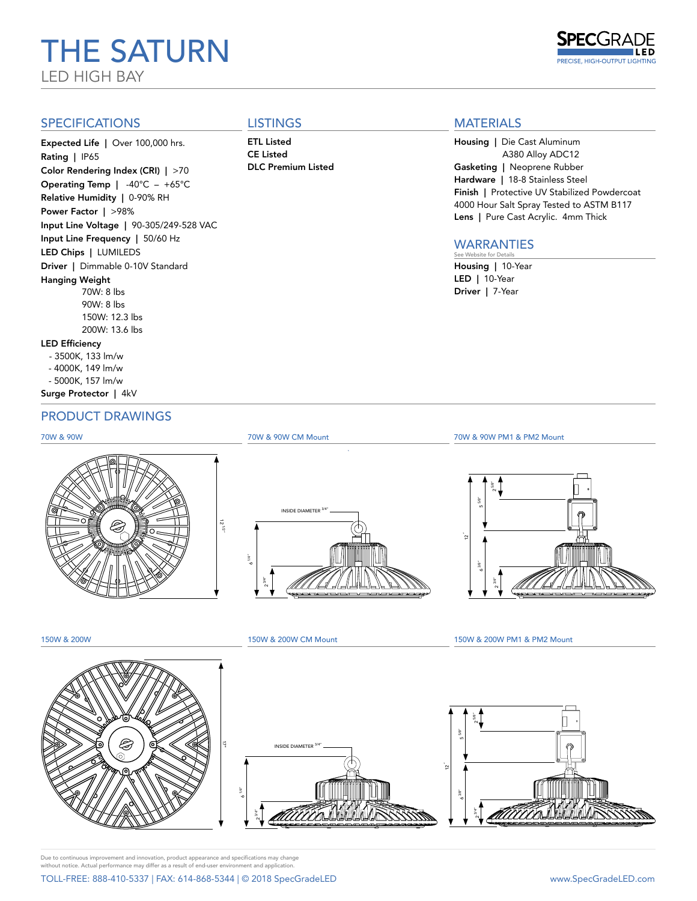# THE SATURN

LED HIGH BAY

SPECGRADE LED
PRECISE, HIGH-OUTPUT LIGHTING

## SPECIFICATIONS

**Expected Life** | Over 100,000 hrs.
**Rating** | IP65
**Color Rendering Index (CRI)** | >70
**Operating Temp** | -40°C – +65°C
**Relative Humidity** | 0-90% RH
**Power Factor** | >98%
**Input Line Voltage** | 90-305/249-528 VAC
**Input Line Frequency** | 50/60 Hz
**LED Chips** | LUMILEDS
**Driver** | Dimmable 0-10V Standard
**Hanging Weight**
70W: 8 lbs
90W: 8 lbs
150W: 12.3 lbs
200W: 13.6 lbs
**LED Efficiency**
- 3500K, 133 lm/w
- 4000K, 149 lm/w
- 5000K, 157 lm/w

**Surge Protector** | 4kV

## LISTINGS

**ETL Listed**
**CE Listed**
**DLC Premium Listed**

## MATERIALS

**Housing** | Die Cast Aluminum A380 Alloy ADC12
**Gasketing** | Neoprene Rubber
**Hardware** | 18-8 Stainless Steel
**Finish** | Protective UV Stabilized Powdercoat 4000 Hour Salt Spray Tested to ASTM B117
**Lens** | Pure Cast Acrylic. 4mm Thick

## WARRANTIES

See Website for Details

**Housing** | 10-Year
**LED** | 10-Year
**Driver** | 7-Year

## PRODUCT DRAWINGS

70W & 90W

70W & 90W CM Mount

70W & 90W PM1 & PM2 Mount

150W & 200W

150W & 200W CM Mount

150W & 200W PM1 & PM2 Mount

Due to continuous improvement and innovation, product appearance and specifications may change without notice. Actual performance may differ as a result of end-user environment and application.

TOLL-FREE: 888-410-5337 | FAX: 614-868-5344 | © 2018 SpecGradeLED

www.SpecGradeLED.com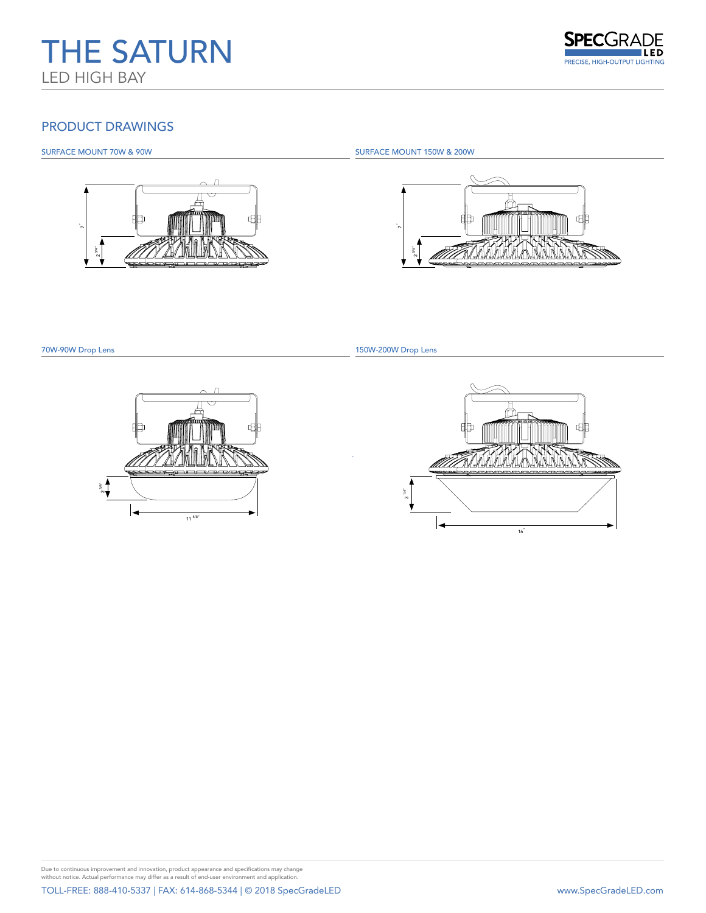# THE SATURN

LED HIGH BAY

## PRODUCT DRAWINGS

### SURFACE MOUNT 70W & 90W

7"

2 3/4"

### SURFACE MOUNT 150W & 200W

7"

2 3/4"

### 70W-90W Drop Lens

2 3/8"

11 5/8"

### 150W-200W Drop Lens

3 1/4"

16"

Due to continuous improvement and innovation, product appearance and specifications may change without notice. Actual performance may differ as a result of end-user environment and application.

TOLL-FREE: 888-410-5337 | FAX: 614-868-5344 | © 2018 SpecGradeLED

www.SpecGradeLED.com